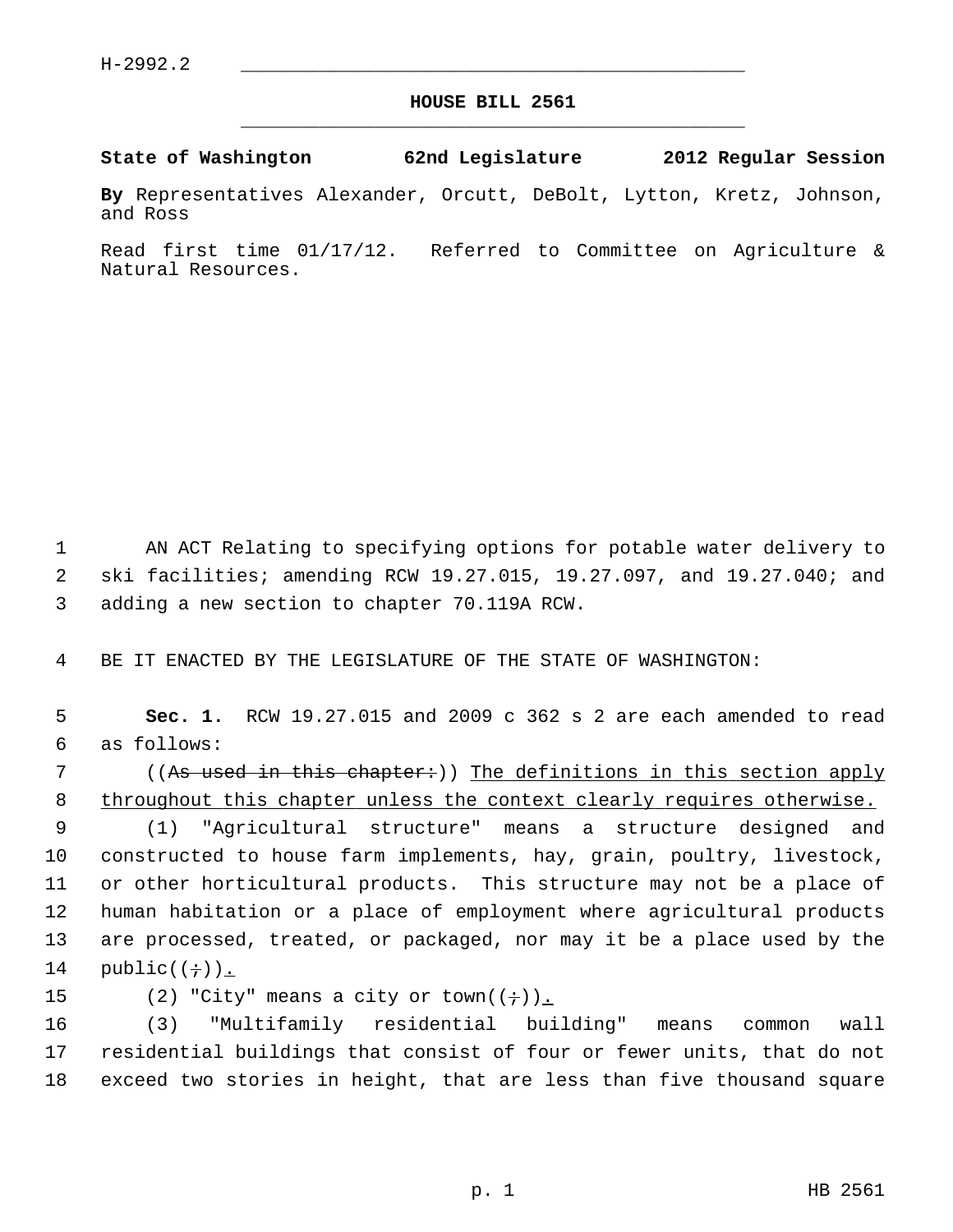H-2992.2

# HOUSE BILL 2561

**State of Washington 62nd Legislature 2012 Regular Session**

**By** Representatives Alexander, Orcutt, DeBolt, Lytton, Kretz, Johnson, and Ross

Read first time 01/17/12. Referred to Committee on Agriculture & Natural Resources.

AN ACT Relating to specifying options for potable water delivery to ski facilities; amending RCW 19.27.015, 19.27.097, and 19.27.040; and adding a new section to chapter 70.119A RCW.

BE IT ENACTED BY THE LEGISLATURE OF THE STATE OF WASHINGTON:

**Sec. 1.** RCW 19.27.015 and 2009 c 362 s 2 are each amended to read as follows:

((~~As used in this chapter:~~)) <u>The definitions in this section apply throughout this chapter unless the context clearly requires otherwise.</u>

(1) "Agricultural structure" means a structure designed and constructed to house farm implements, hay, grain, poultry, livestock, or other horticultural products. This structure may not be a place of human habitation or a place of employment where agricultural products are processed, treated, or packaged, nor may it be a place used by the public((~~;~~))<u>.</u>

(2) "City" means a city or town((~~;~~))<u>.</u>

(3) "Multifamily residential building" means common wall residential buildings that consist of four or fewer units, that do not exceed two stories in height, that are less than five thousand square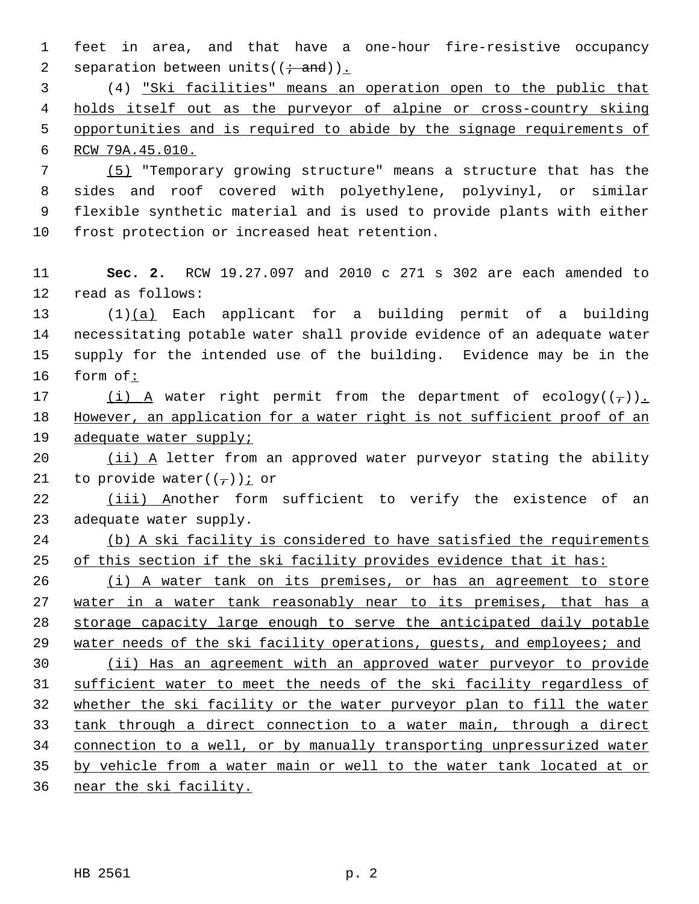feet in area, and that have a one-hour fire-resistive occupancy separation between units((~~; and~~)).

(4) "Ski facilities" means an operation open to the public that holds itself out as the purveyor of alpine or cross-country skiing opportunities and is required to abide by the signage requirements of RCW 79A.45.010.

(5) "Temporary growing structure" means a structure that has the sides and roof covered with polyethylene, polyvinyl, or similar flexible synthetic material and is used to provide plants with either frost protection or increased heat retention.

**Sec. 2.** RCW 19.27.097 and 2010 c 271 s 302 are each amended to read as follows:

(1)(a) Each applicant for a building permit of a building necessitating potable water shall provide evidence of an adequate water supply for the intended use of the building. Evidence may be in the form of:

(i) A water right permit from the department of ecology((~~,~~)). However, an application for a water right is not sufficient proof of an adequate water supply;

(ii) A letter from an approved water purveyor stating the ability to provide water((~~,~~)); or

(iii) Another form sufficient to verify the existence of an adequate water supply.

(b) A ski facility is considered to have satisfied the requirements of this section if the ski facility provides evidence that it has:

(i) A water tank on its premises, or has an agreement to store water in a water tank reasonably near to its premises, that has a storage capacity large enough to serve the anticipated daily potable water needs of the ski facility operations, guests, and employees; and

(ii) Has an agreement with an approved water purveyor to provide sufficient water to meet the needs of the ski facility regardless of whether the ski facility or the water purveyor plan to fill the water tank through a direct connection to a water main, through a direct connection to a well, or by manually transporting unpressurized water by vehicle from a water main or well to the water tank located at or near the ski facility.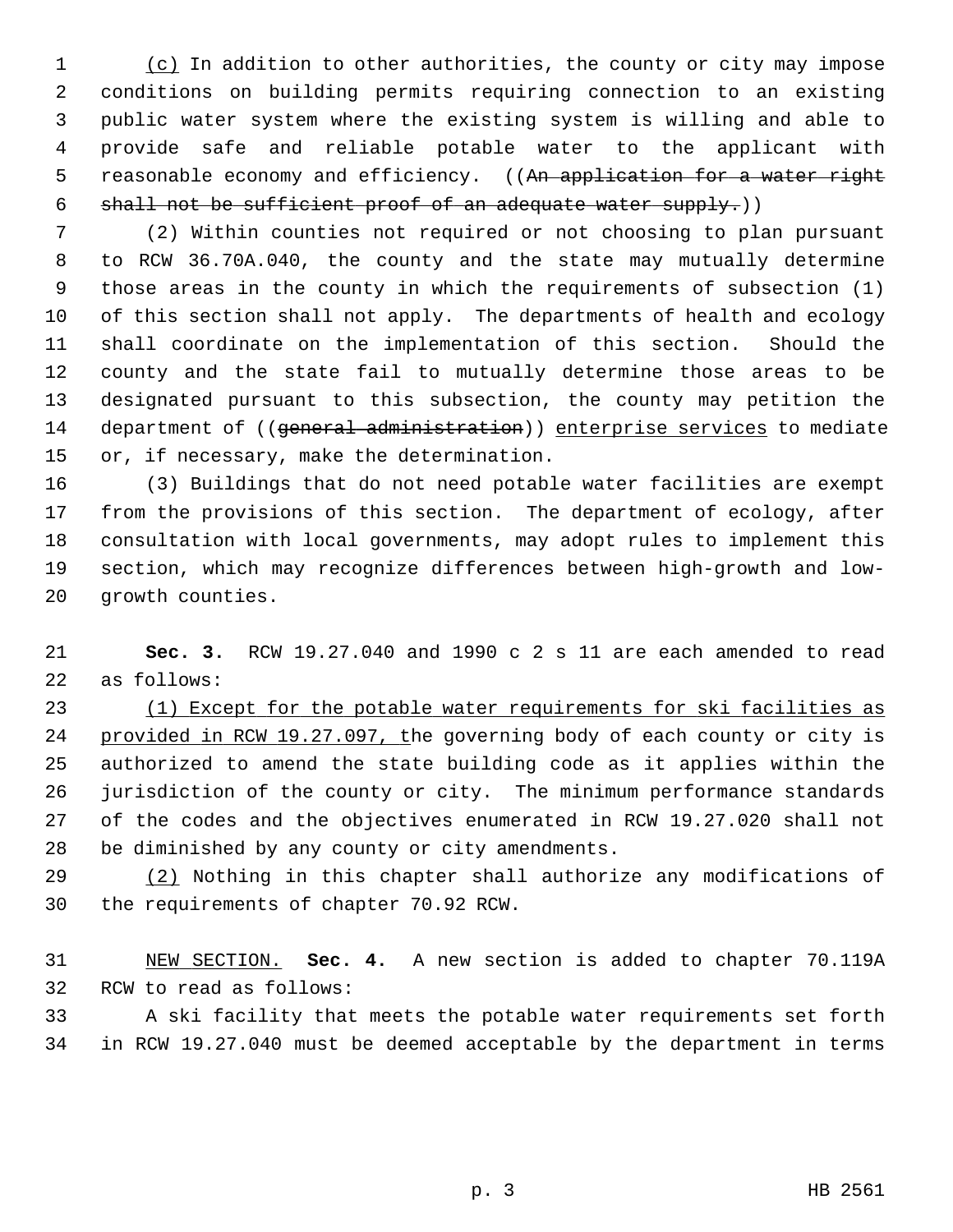(c) In addition to other authorities, the county or city may impose conditions on building permits requiring connection to an existing public water system where the existing system is willing and able to provide safe and reliable potable water to the applicant with reasonable economy and efficiency. ((~~An application for a water right shall not be sufficient proof of an adequate water supply.~~))

(2) Within counties not required or not choosing to plan pursuant to RCW 36.70A.040, the county and the state may mutually determine those areas in the county in which the requirements of subsection (1) of this section shall not apply. The departments of health and ecology shall coordinate on the implementation of this section. Should the county and the state fail to mutually determine those areas to be designated pursuant to this subsection, the county may petition the department of ((~~general administration~~)) enterprise services to mediate or, if necessary, make the determination.

(3) Buildings that do not need potable water facilities are exempt from the provisions of this section. The department of ecology, after consultation with local governments, may adopt rules to implement this section, which may recognize differences between high-growth and low-growth counties.

**Sec. 3.** RCW 19.27.040 and 1990 c 2 s 11 are each amended to read as follows:

(1) Except for the potable water requirements for ski facilities as provided in RCW 19.27.097, the governing body of each county or city is authorized to amend the state building code as it applies within the jurisdiction of the county or city. The minimum performance standards of the codes and the objectives enumerated in RCW 19.27.020 shall not be diminished by any county or city amendments.

(2) Nothing in this chapter shall authorize any modifications of the requirements of chapter 70.92 RCW.

NEW SECTION. **Sec. 4.** A new section is added to chapter 70.119A RCW to read as follows:

A ski facility that meets the potable water requirements set forth in RCW 19.27.040 must be deemed acceptable by the department in terms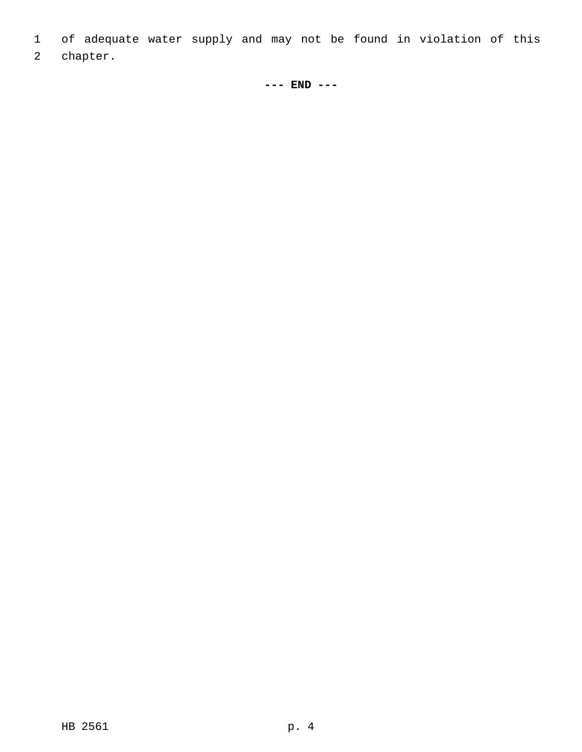of adequate water supply and may not be found in violation of this chapter.

**--- END ---**